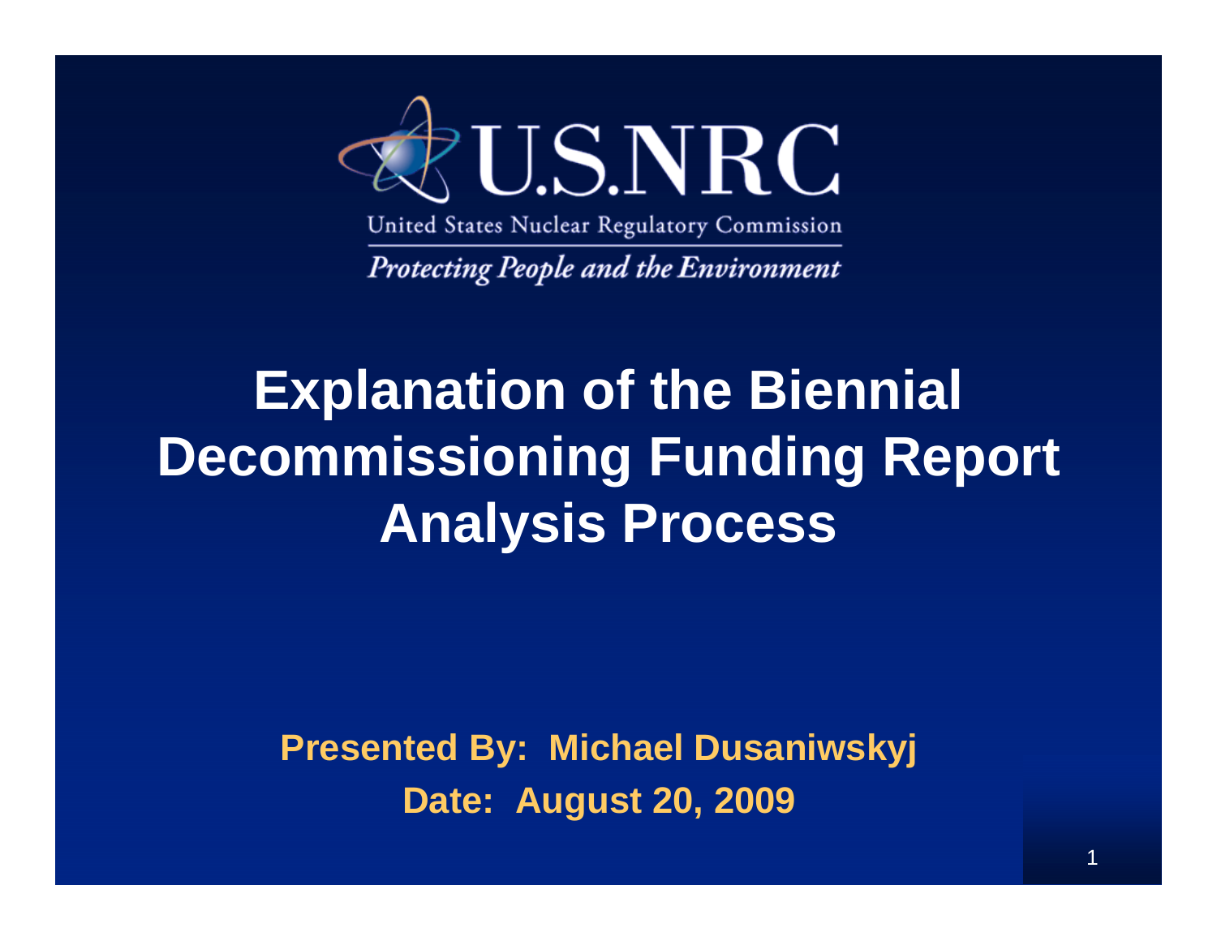U.S.NRC

United States Nuclear Regulatory Commission

*Protecting People and the Environment*

# Explanation of the Biennial Decommissioning Funding Report Analysis Process

**Presented By: Michael Dusaniwskyj**

**Date: August 20, 2009**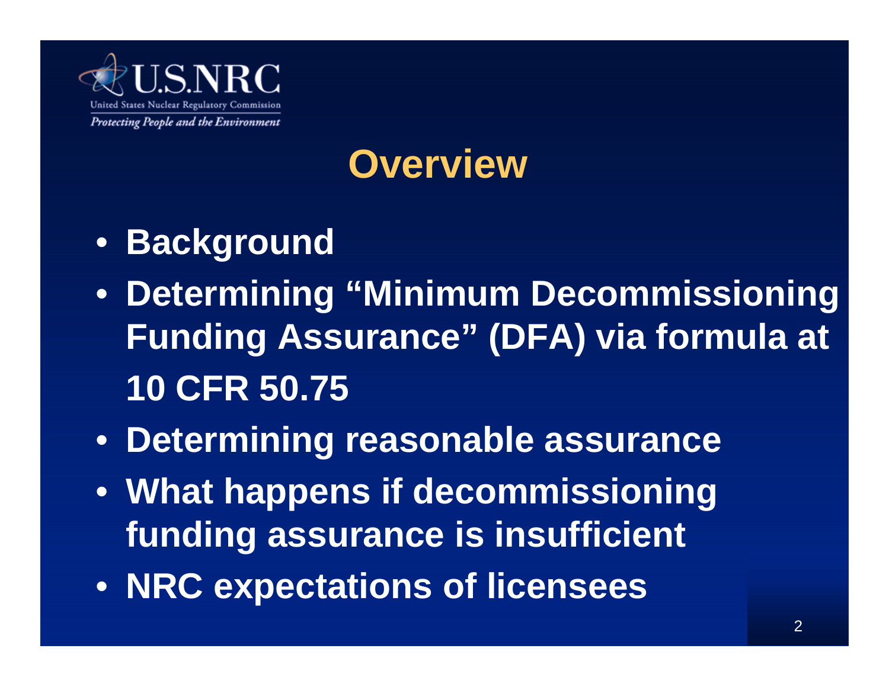U.S.NRC

United States Nuclear Regulatory Commission

*Protecting People and the Environment*

# Overview

- **Background**
- **Determining "Minimum Decommissioning Funding Assurance" (DFA) via formula at 10 CFR 50.75**
- **Determining reasonable assurance**
- **What happens if decommissioning funding assurance is insufficient**
- **NRC expectations of licensees**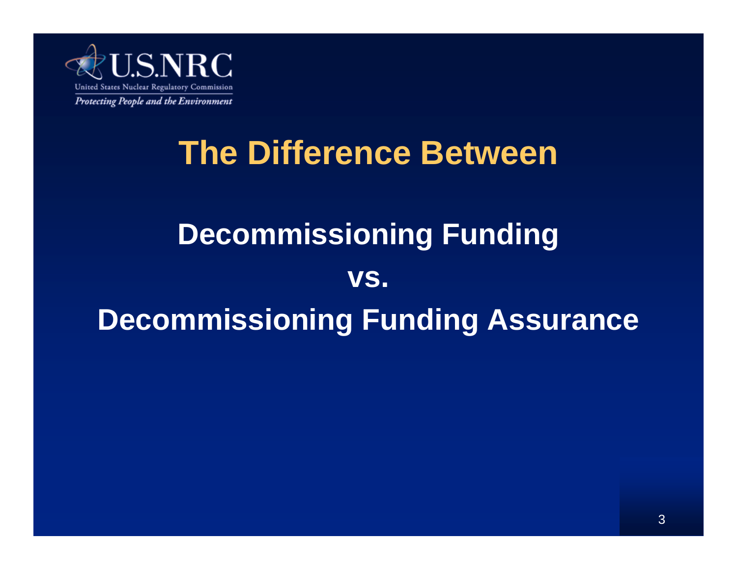# The Difference Between

## Decommissioning Funding

## vs.

## Decommissioning Funding Assurance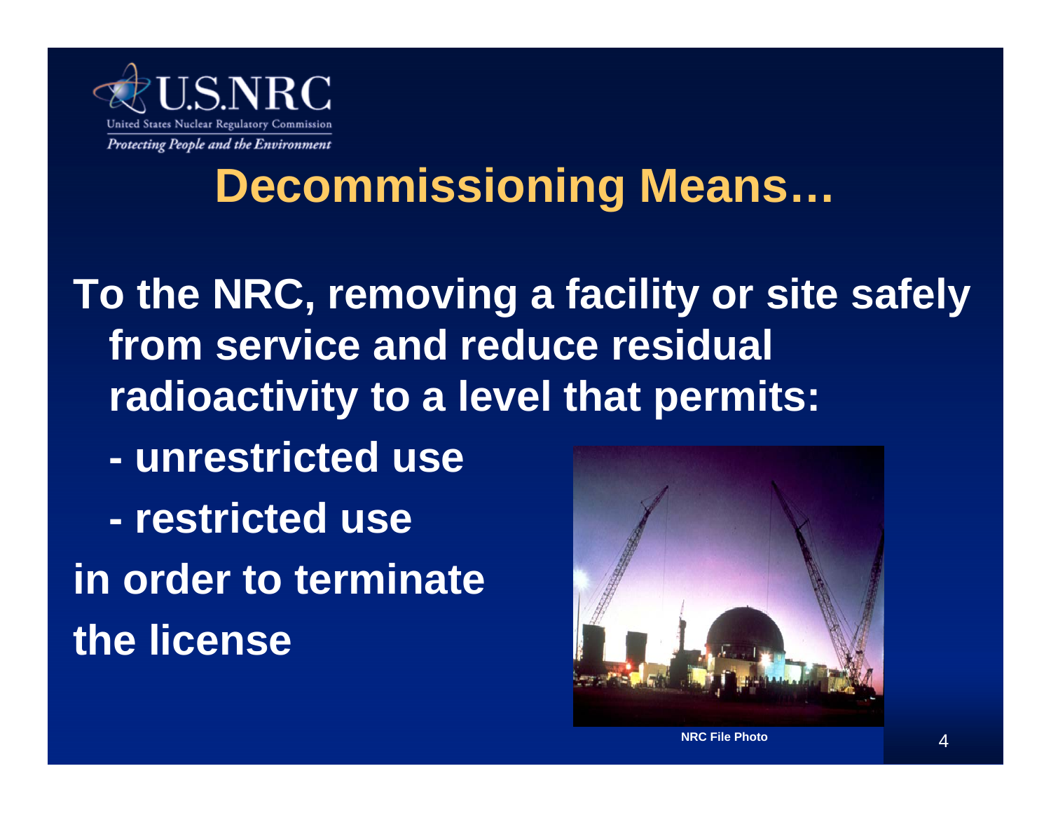# Decommissioning Means…

**To the NRC, removing a facility or site safely from service and reduce residual radioactivity to a level that permits:**

- **unrestricted use**
- **restricted use**

**in order to terminate the license**

NRC File Photo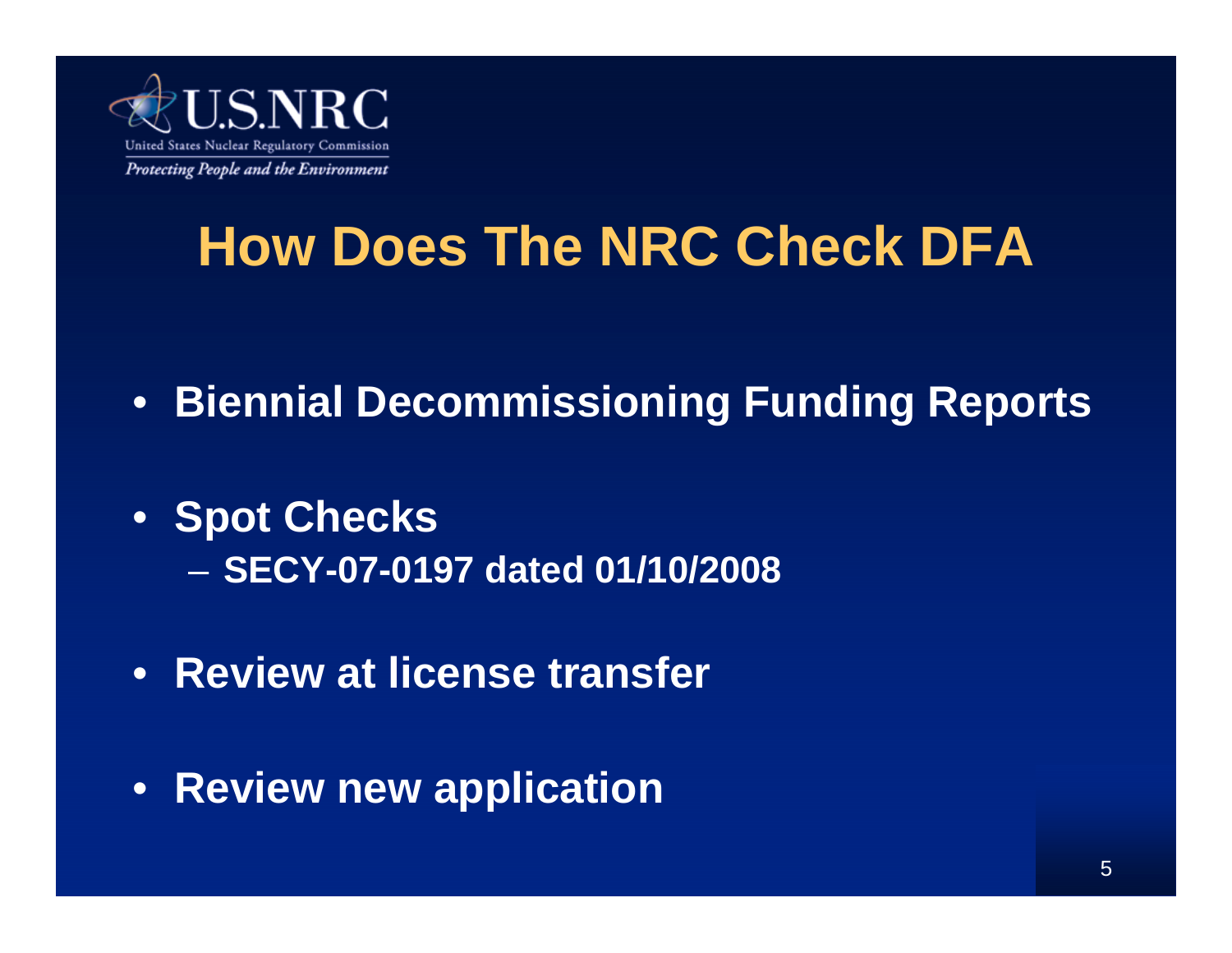# How Does The NRC Check DFA

- **Biennial Decommissioning Funding Reports**
- **Spot Checks**
  - **SECY-07-0197 dated 01/10/2008**
- **Review at license transfer**
- **Review new application**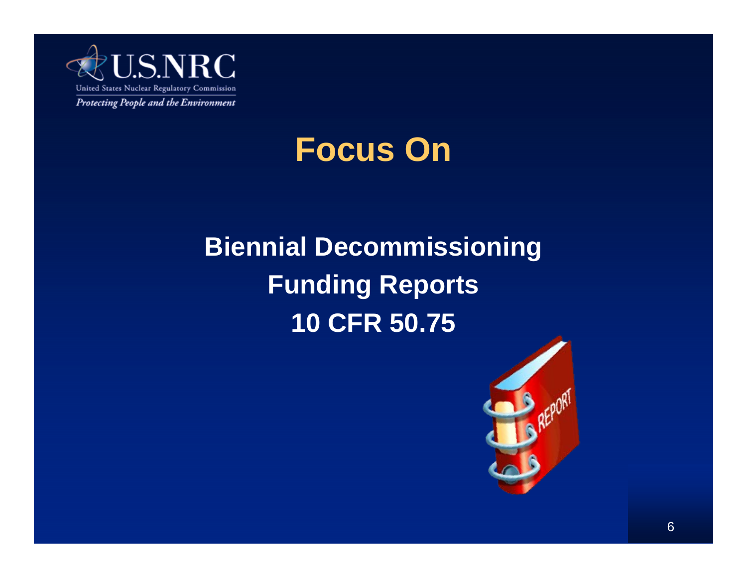# Focus On

## Biennial Decommissioning Funding Reports 10 CFR 50.75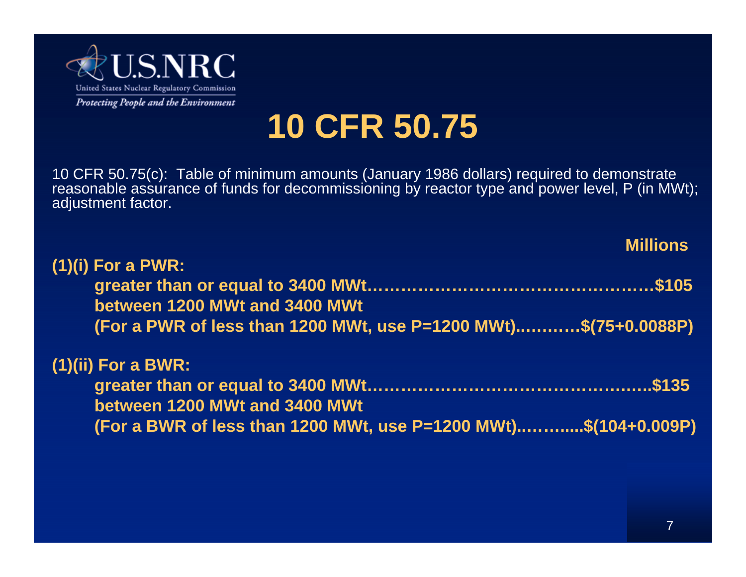# 10 CFR 50.75

10 CFR 50.75(c): Table of minimum amounts (January 1986 dollars) required to demonstrate reasonable assurance of funds for decommissioning by reactor type and power level, P (in MWt); adjustment factor.

**Millions**

**(1)(i) For a PWR:**

- **greater than or equal to 3400 MWt……………………………………………$105**
- **between 1200 MWt and 3400 MWt**
  **(For a PWR of less than 1200 MWt, use P=1200 MWt)…………$(75+0.0088P)**

**(1)(ii) For a BWR:**

- **greater than or equal to 3400 MWt…………………………………………..$135**
- **between 1200 MWt and 3400 MWt**
  **(For a BWR of less than 1200 MWt, use P=1200 MWt)..……....$(104+0.009P)**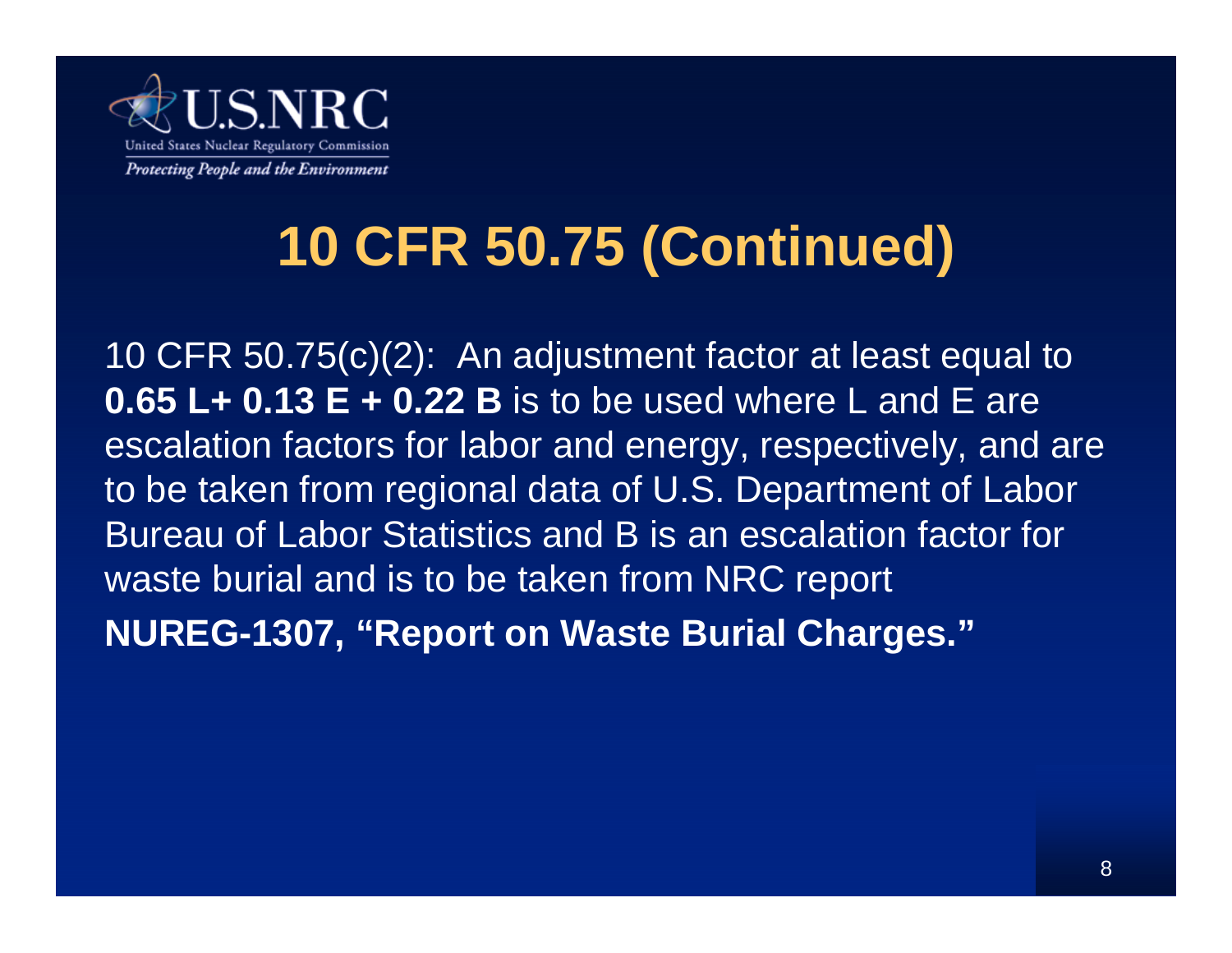# 10 CFR 50.75 (Continued)

10 CFR 50.75(c)(2): An adjustment factor at least equal to **0.65 L+ 0.13 E + 0.22 B** is to be used where L and E are escalation factors for labor and energy, respectively, and are to be taken from regional data of U.S. Department of Labor Bureau of Labor Statistics and B is an escalation factor for waste burial and is to be taken from NRC report **NUREG-1307, "Report on Waste Burial Charges."**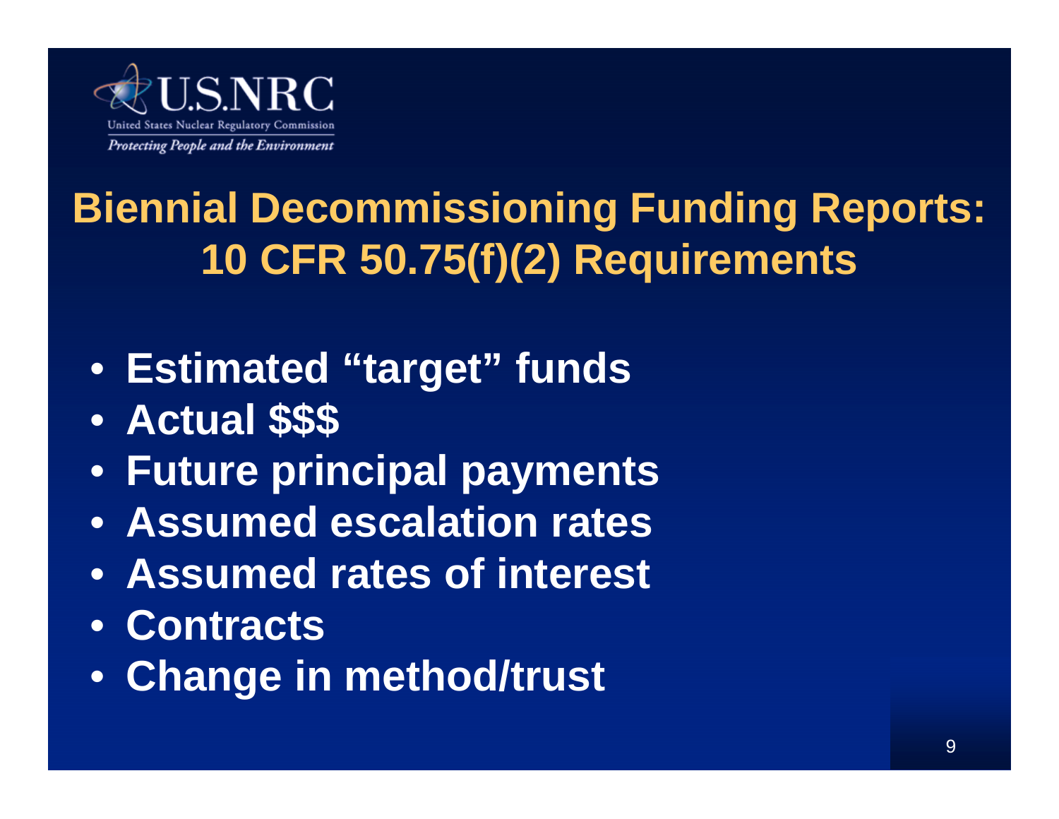U.S.NRC

United States Nuclear Regulatory Commission

*Protecting People and the Environment*

# Biennial Decommissioning Funding Reports: 10 CFR 50.75(f)(2) Requirements

- **Estimated "target" funds**
- **Actual $$$**
- **Future principal payments**
- **Assumed escalation rates**
- **Assumed rates of interest**
- **Contracts**
- **Change in method/trust**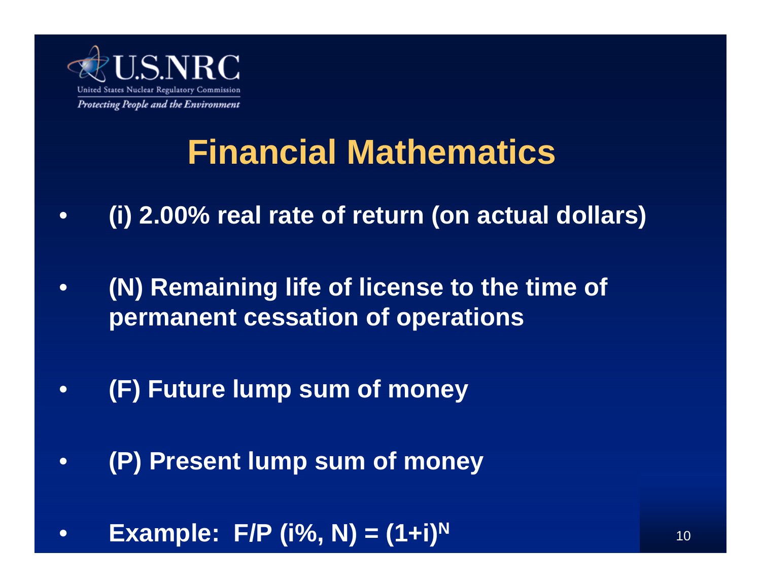# Financial Mathematics

- **(i) 2.00% real rate of return (on actual dollars)**
- **(N) Remaining life of license to the time of permanent cessation of operations**
- **(F) Future lump sum of money**
- **(P) Present lump sum of money**
- **Example: $F/P\ (i\%, N) = (1+i)^N$**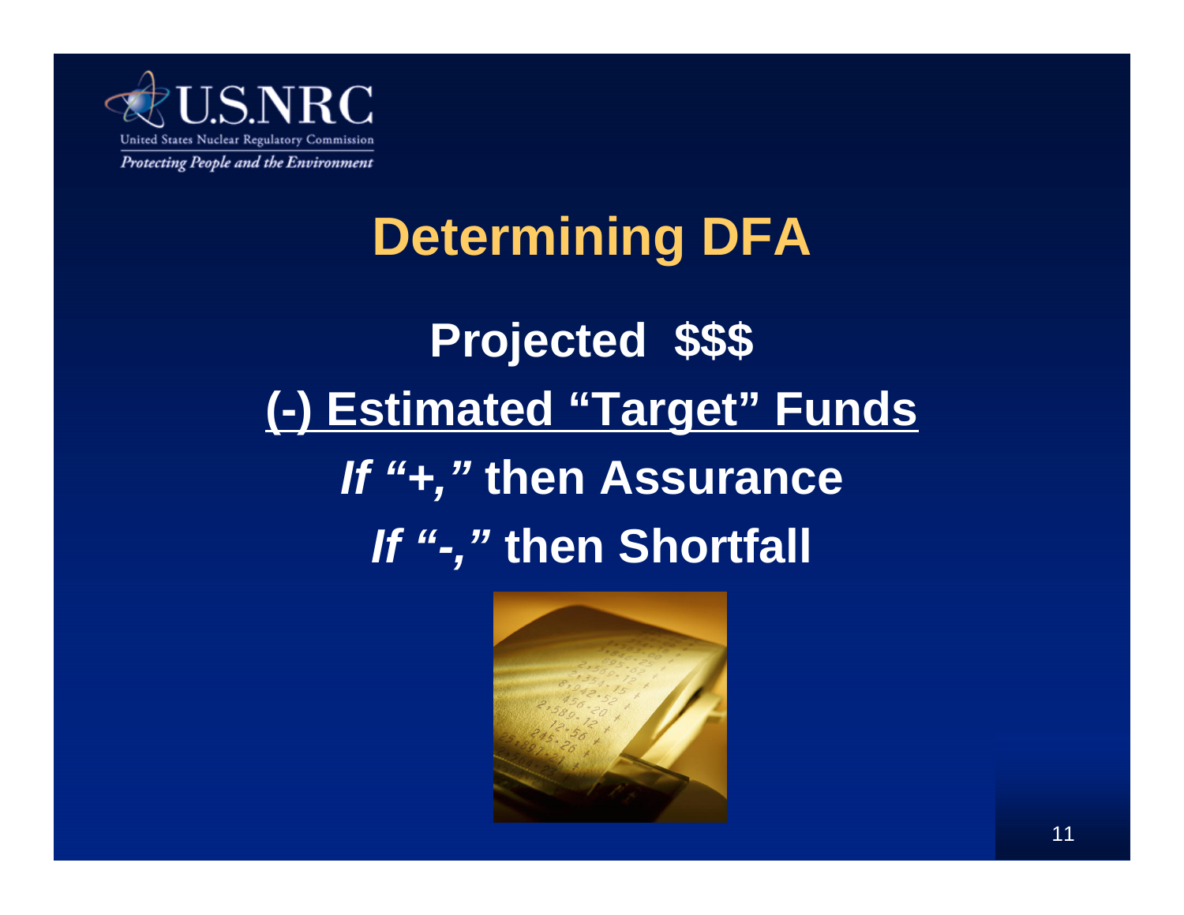# Determining DFA

**Projected $$$**

**<u>(-) Estimated "Target" Funds</u>**

***If "+,"* then Assurance**

***If "-,"* then Shortfall**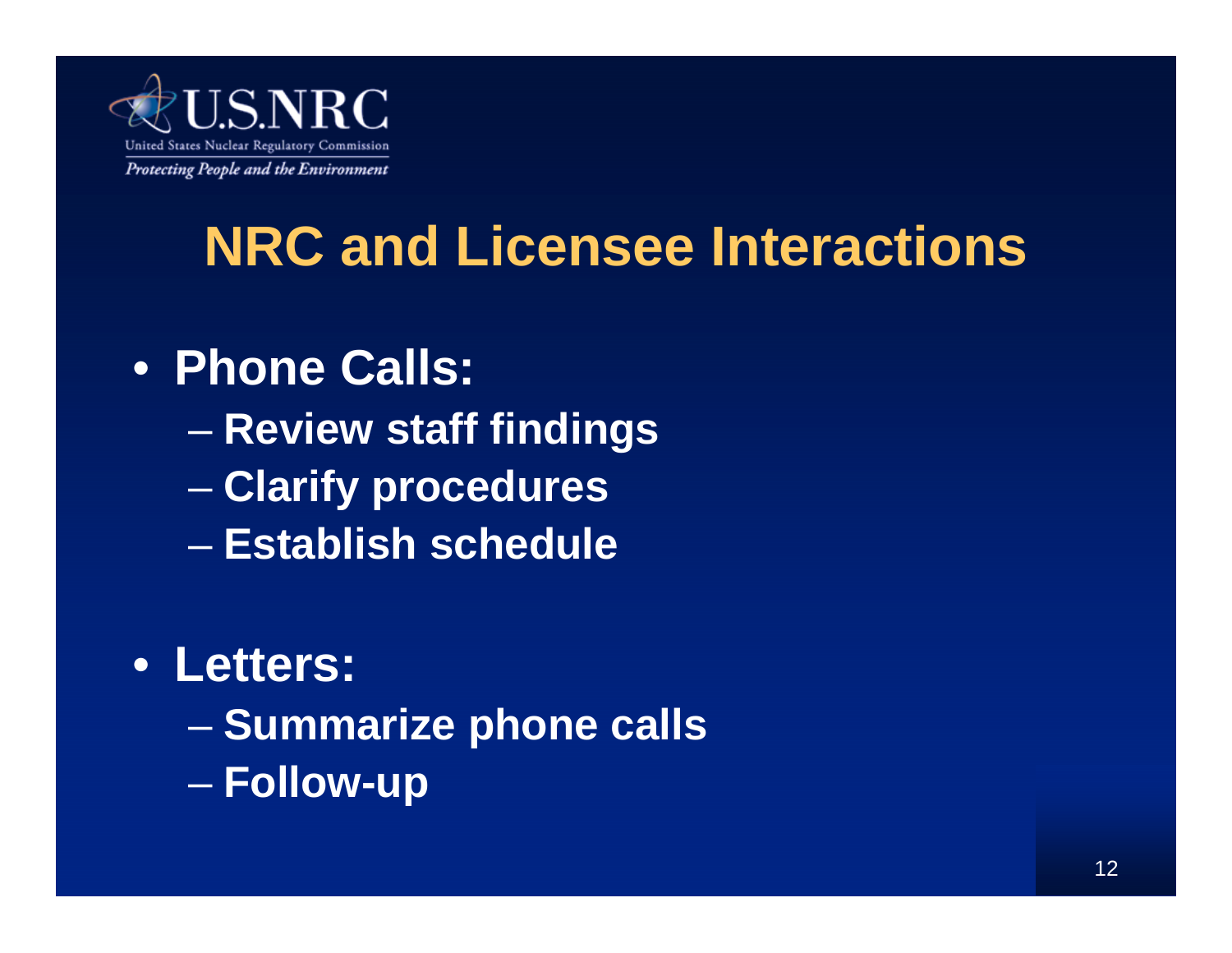# NRC and Licensee Interactions

- **Phone Calls:**
  - **Review staff findings**
  - **Clarify procedures**
  - **Establish schedule**
- **Letters:**
  - **Summarize phone calls**
  - **Follow-up**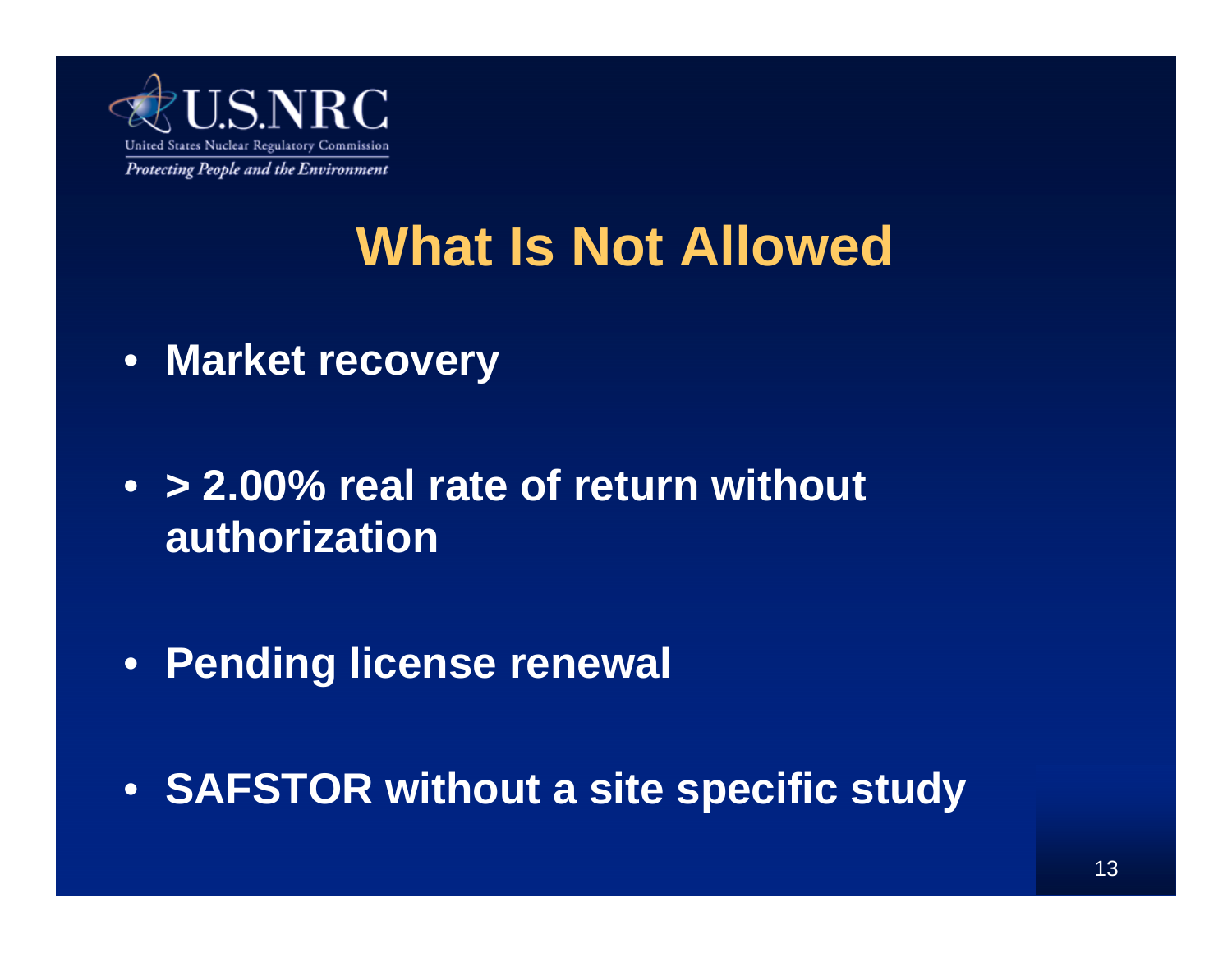# What Is Not Allowed

- **Market recovery**
- **> 2.00% real rate of return without authorization**
- **Pending license renewal**
- **SAFSTOR without a site specific study**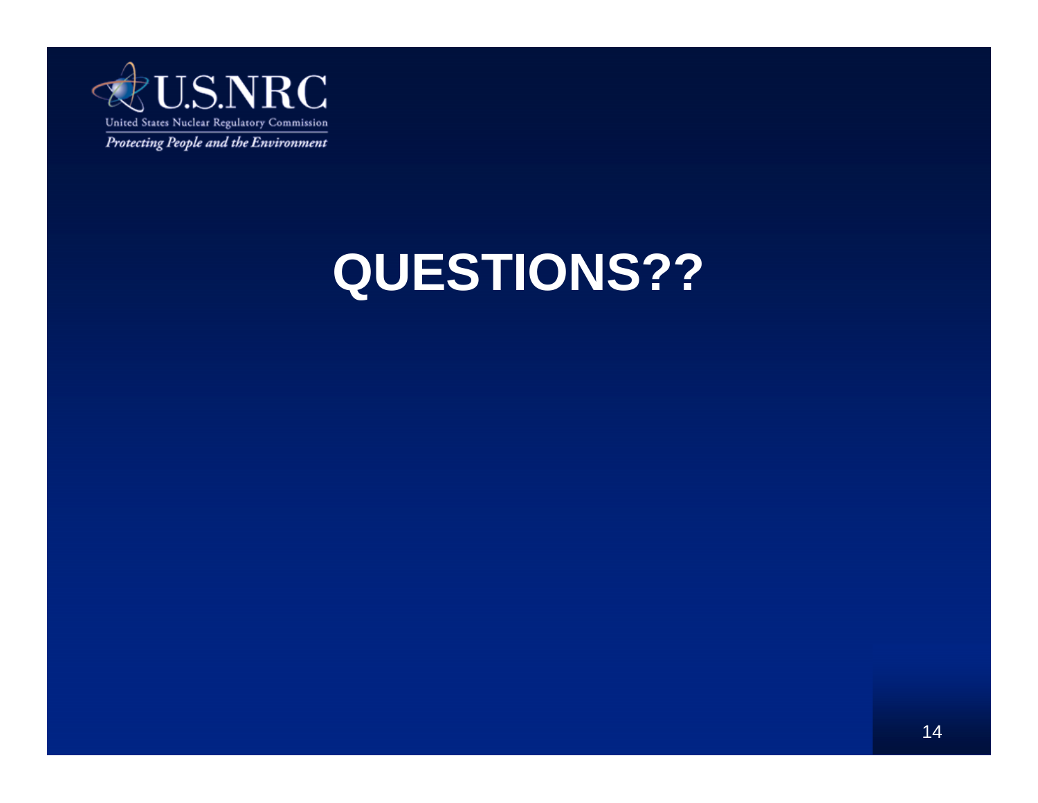U.S.NRC

United States Nuclear Regulatory Commission

*Protecting People and the Environment*

# QUESTIONS??